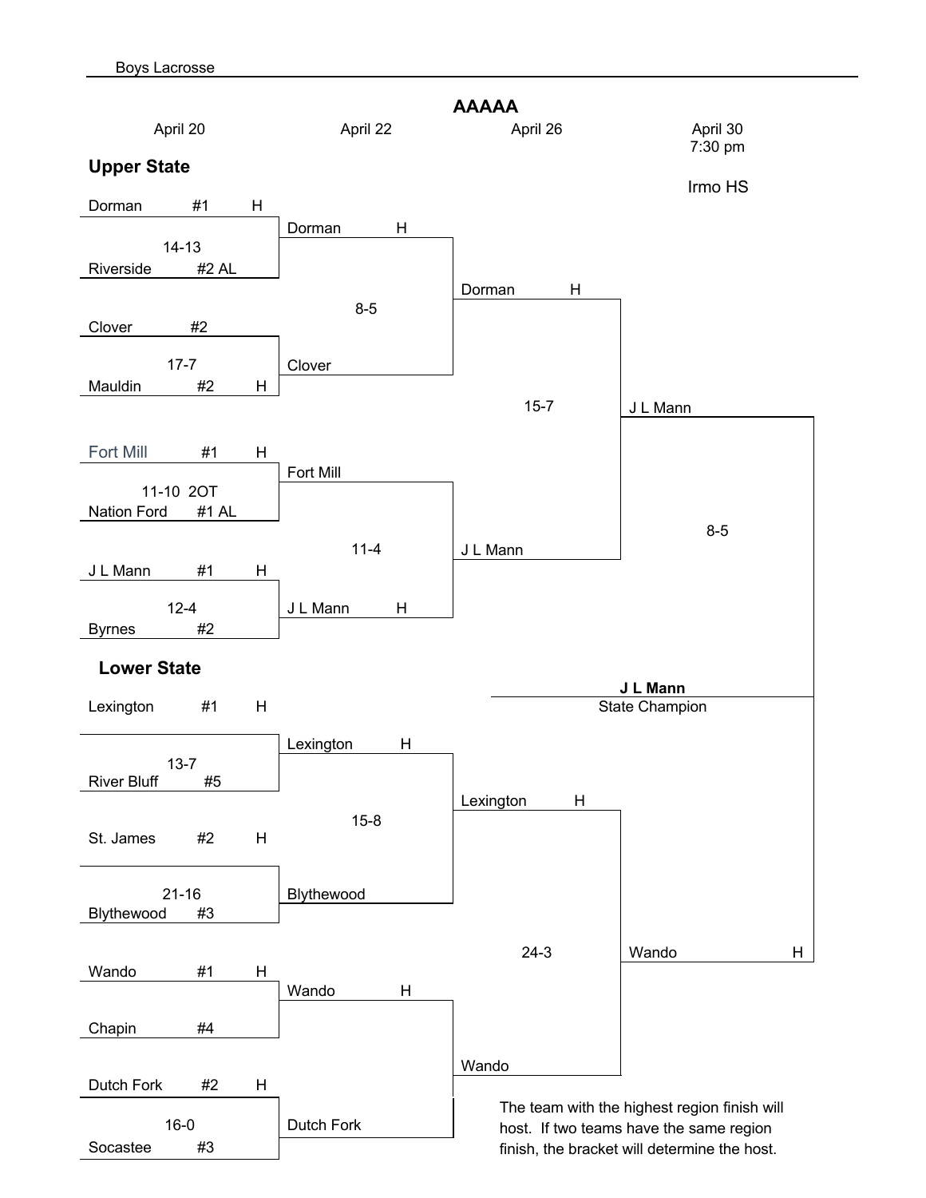Boys Lacrosse

# AAAAA

| April 20 | April 22 | April 26 | April 30 7:30 pm |
|---|---|---|---|
| | | | Irmo HS |

## Upper State

**April 20**

- Dorman #1 H vs. Riverside #2 AL — 14-13
- Clover #2 vs. Mauldin #2 H — 17-7
- Fort Mill #1 H vs. Nation Ford #1 AL — 11-10 2OT
- J L Mann #1 H vs. Byrnes #2 — 12-4

**April 22**

- Dorman H vs. Clover — 8-5
- Fort Mill vs. J L Mann H — 11-4

**April 26**

- Dorman H vs. J L Mann — 15-7

## Lower State

**April 20**

- Lexington #1 H vs. River Bluff #5 — 13-7
- St. James #2 H vs. Blythewood #3 — 21-16
- Wando #1 H vs. Chapin #4
- Dutch Fork #2 H vs. Socastee #3 — 16-0

**April 22**

- Lexington H vs. Blythewood — 15-8
- Wando H vs. Dutch Fork

**April 26**

- Lexington H vs. Wando — 24-3

## State Championship (April 30)

- J L Mann vs. Wando H — 8-5

**J L Mann**
State Champion

The team with the highest region finish will host. If two teams have the same region finish, the bracket will determine the host.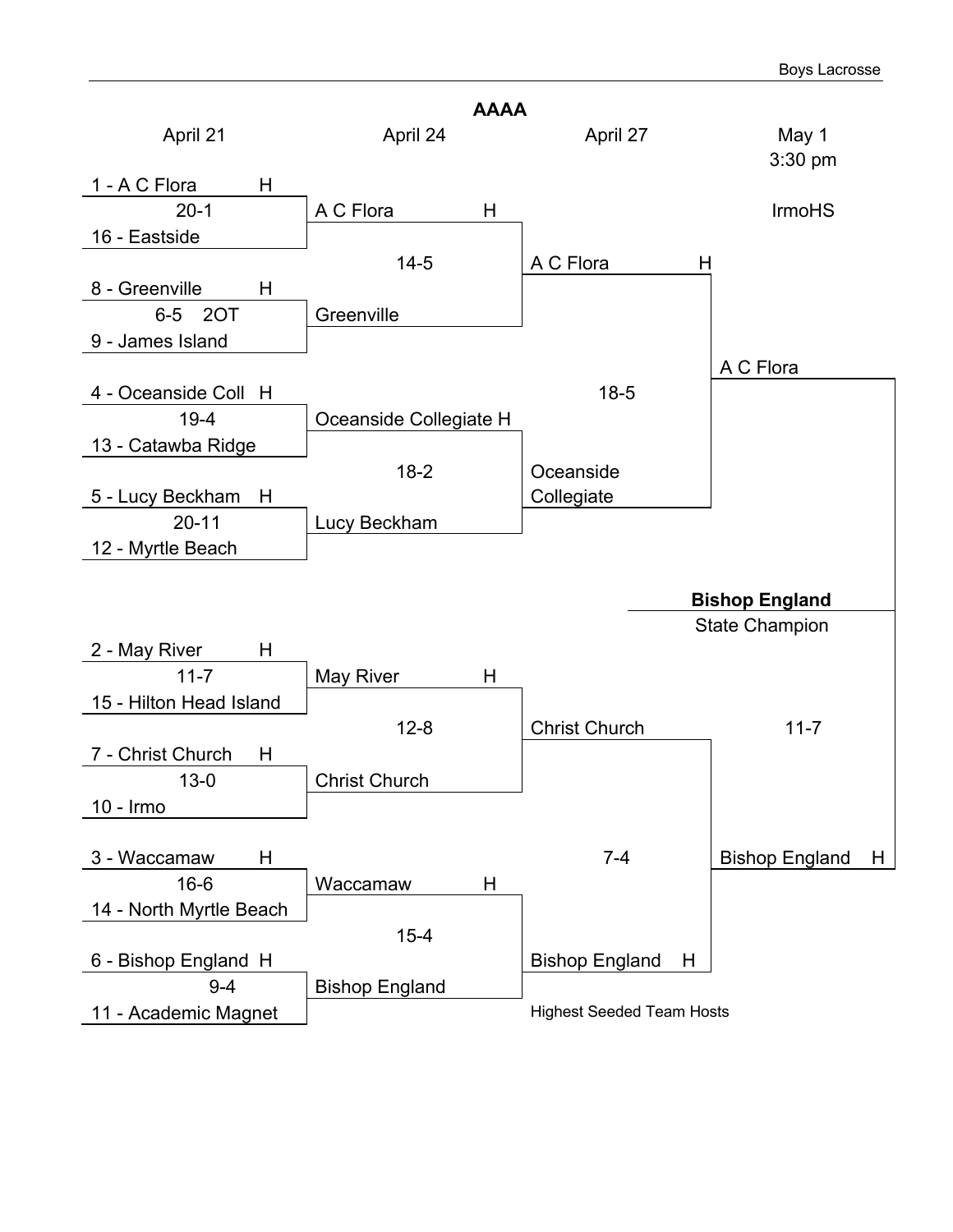# AAAA

| April 21 | April 24 | April 27 | May 1 3:30 pm |
|---|---|---|---|
| 1 - A C Flora H | | | IrmoHS |
| 20-1 | A C Flora H | | |
| 16 - Eastside | | | |
| | 14-5 | A C Flora H | |
| 8 - Greenville H | | | |
| 6-5 2OT | Greenville | | |
| 9 - James Island | | | |
| | | | A C Flora |
| 4 - Oceanside Coll H | | 18-5 | |
| 19-4 | Oceanside Collegiate H | | |
| 13 - Catawba Ridge | | | |
| | 18-2 | Oceanside Collegiate | |
| 5 - Lucy Beckham H | | | |
| 20-11 | Lucy Beckham | | |
| 12 - Myrtle Beach | | | |
| | | | **Bishop England** State Champion |
| 2 - May River H | | | |
| 11-7 | May River H | | |
| 15 - Hilton Head Island | | | |
| | 12-8 | Christ Church | 11-7 |
| 7 - Christ Church H | | | |
| 13-0 | Christ Church | | |
| 10 - Irmo | | | |
| 3 - Waccamaw H | | 7-4 | Bishop England H |
| 16-6 | Waccamaw H | | |
| 14 - North Myrtle Beach | | | |
| | 15-4 | | |
| 6 - Bishop England H | | Bishop England H | |
| 9-4 | Bishop England | | |
| 11 - Academic Magnet | | | |

Highest Seeded Team Hosts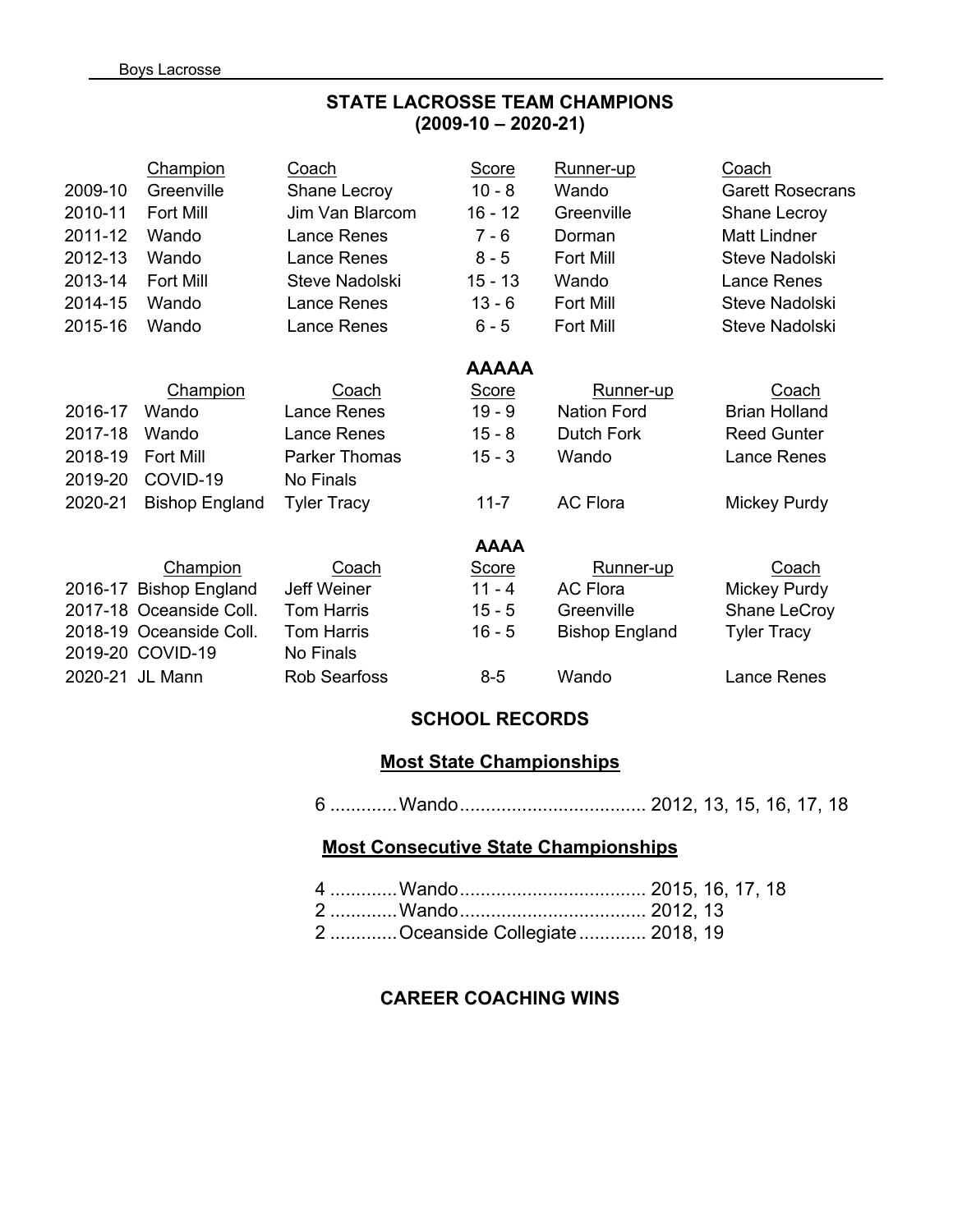## STATE LACROSSE TEAM CHAMPIONS
## (2009-10 – 2020-21)

| | Champion | Coach | Score | Runner-up | Coach |
|---|---|---|---|---|---|
| 2009-10 | Greenville | Shane Lecroy | 10 - 8 | Wando | Garett Rosecrans |
| 2010-11 | Fort Mill | Jim Van Blarcom | 16 - 12 | Greenville | Shane Lecroy |
| 2011-12 | Wando | Lance Renes | 7 - 6 | Dorman | Matt Lindner |
| 2012-13 | Wando | Lance Renes | 8 - 5 | Fort Mill | Steve Nadolski |
| 2013-14 | Fort Mill | Steve Nadolski | 15 - 13 | Wando | Lance Renes |
| 2014-15 | Wando | Lance Renes | 13 - 6 | Fort Mill | Steve Nadolski |
| 2015-16 | Wando | Lance Renes | 6 - 5 | Fort Mill | Steve Nadolski |

### AAAAA

| | Champion | Coach | Score | Runner-up | Coach |
|---|---|---|---|---|---|
| 2016-17 | Wando | Lance Renes | 19 - 9 | Nation Ford | Brian Holland |
| 2017-18 | Wando | Lance Renes | 15 - 8 | Dutch Fork | Reed Gunter |
| 2018-19 | Fort Mill | Parker Thomas | 15 - 3 | Wando | Lance Renes |
| 2019-20 | COVID-19 | No Finals | | | |
| 2020-21 | Bishop England | Tyler Tracy | 11-7 | AC Flora | Mickey Purdy |

### AAAA

| | Champion | Coach | Score | Runner-up | Coach |
|---|---|---|---|---|---|
| 2016-17 | Bishop England | Jeff Weiner | 11 - 4 | AC Flora | Mickey Purdy |
| 2017-18 | Oceanside Coll. | Tom Harris | 15 - 5 | Greenville | Shane LeCroy |
| 2018-19 | Oceanside Coll. | Tom Harris | 16 - 5 | Bishop England | Tyler Tracy |
| 2019-20 | COVID-19 | No Finals | | | |
| 2020-21 | JL Mann | Rob Searfoss | 8-5 | Wando | Lance Renes |

## SCHOOL RECORDS

### Most State Championships

6 ............Wando.................................... 2012, 13, 15, 16, 17, 18

### Most Consecutive State Championships

4 ............Wando.................................... 2015, 16, 17, 18
2 ............Wando.................................... 2012, 13
2 ............Oceanside Collegiate............. 2018, 19

## CAREER COACHING WINS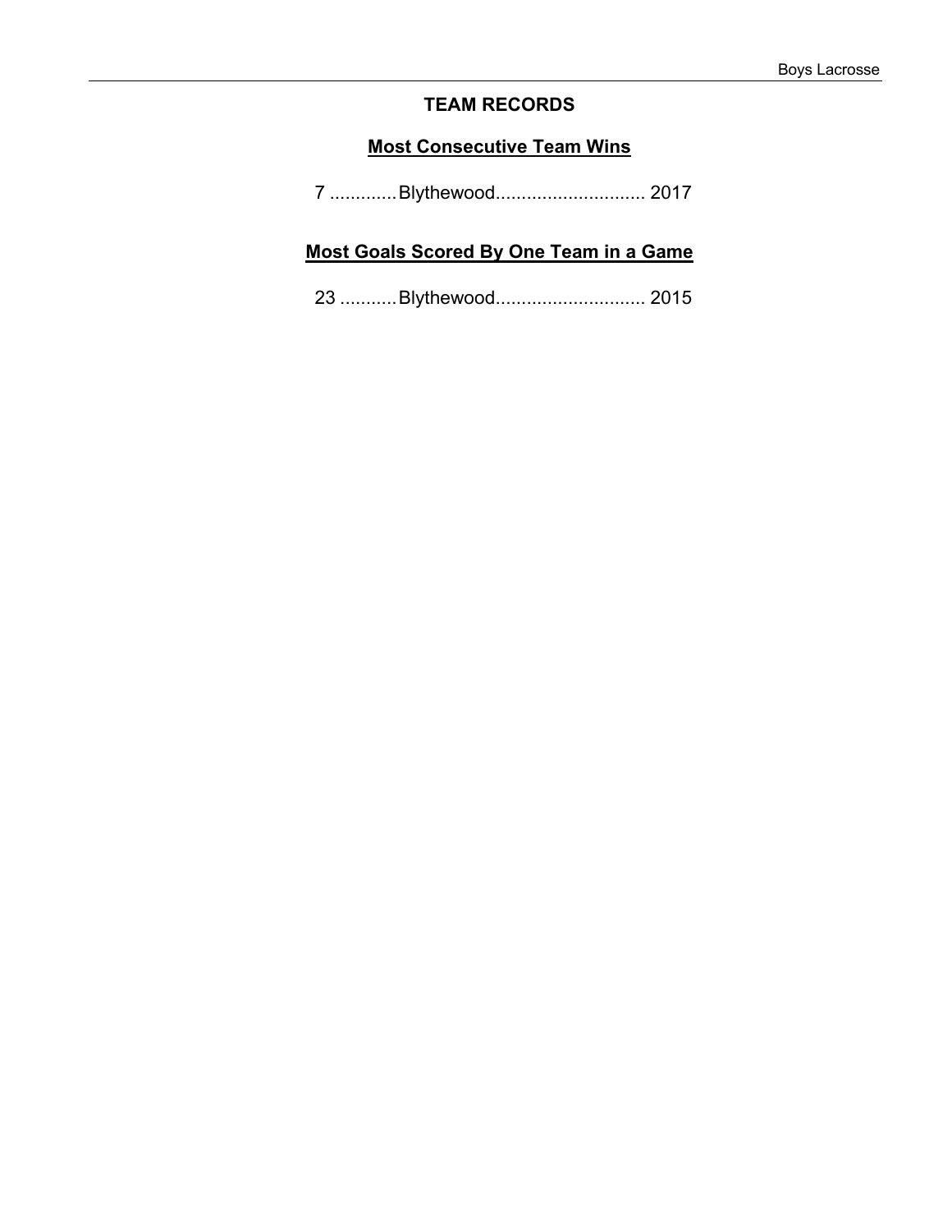## TEAM RECORDS

### Most Consecutive Team Wins

7 ............ Blythewood............................. 2017

### Most Goals Scored By One Team in a Game

23 ........... Blythewood............................. 2015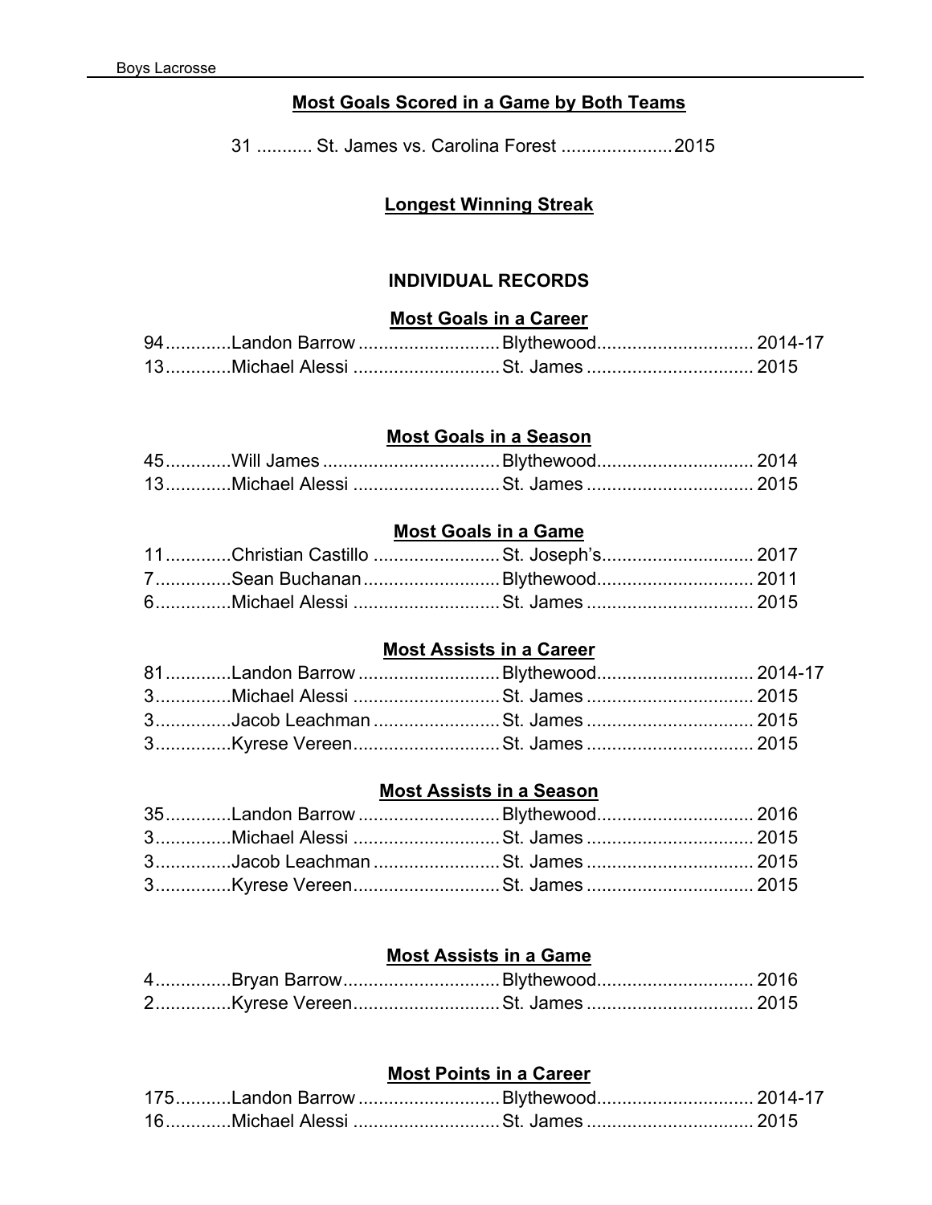### Most Goals Scored in a Game by Both Teams

31 ........... St. James vs. Carolina Forest ...................... 2015

### Longest Winning Streak

## INDIVIDUAL RECORDS

### Most Goals in a Career

94............Landon Barrow ............................ Blythewood............................... 2014-17
13............Michael Alessi ............................. St. James ................................. 2015

### Most Goals in a Season

45............Will James ................................... Blythewood............................... 2014
13............Michael Alessi ............................. St. James ................................. 2015

### Most Goals in a Game

11............Christian Castillo ......................... St. Joseph's.............................. 2017
7..............Sean Buchanan........................... Blythewood............................... 2011
6..............Michael Alessi ............................. St. James ................................. 2015

### Most Assists in a Career

81............Landon Barrow ............................ Blythewood............................... 2014-17
3..............Michael Alessi ............................. St. James ................................. 2015
3..............Jacob Leachman ......................... St. James ................................. 2015
3..............Kyrese Vereen............................. St. James ................................. 2015

### Most Assists in a Season

35............Landon Barrow ............................ Blythewood............................... 2016
3..............Michael Alessi ............................. St. James ................................. 2015
3..............Jacob Leachman ......................... St. James ................................. 2015
3..............Kyrese Vereen............................. St. James ................................. 2015

### Most Assists in a Game

4..............Bryan Barrow............................... Blythewood............................... 2016
2..............Kyrese Vereen............................. St. James ................................. 2015

### Most Points in a Career

175..........Landon Barrow ............................ Blythewood............................... 2014-17
16............Michael Alessi ............................. St. James ................................. 2015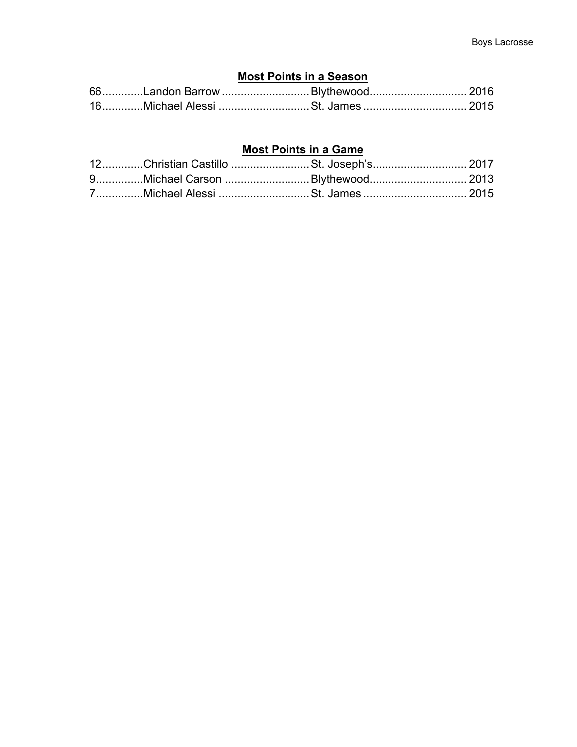**Most Points in a Season**

| | | | |
|---|---|---|---|
| 66 | Landon Barrow | Blythewood | 2016 |
| 16 | Michael Alessi | St. James | 2015 |

**Most Points in a Game**

| | | | |
|---|---|---|---|
| 12 | Christian Castillo | St. Joseph's | 2017 |
| 9 | Michael Carson | Blythewood | 2013 |
| 7 | Michael Alessi | St. James | 2015 |